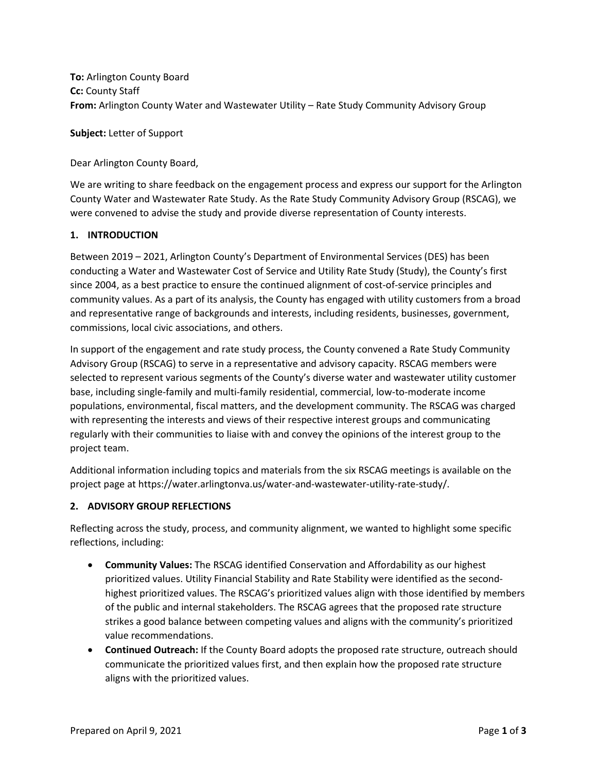**To:** Arlington County Board
**Cc:** County Staff
**From:** Arlington County Water and Wastewater Utility – Rate Study Community Advisory Group

**Subject:** Letter of Support

Dear Arlington County Board,

We are writing to share feedback on the engagement process and express our support for the Arlington County Water and Wastewater Rate Study. As the Rate Study Community Advisory Group (RSCAG), we were convened to advise the study and provide diverse representation of County interests.

## 1. INTRODUCTION

Between 2019 – 2021, Arlington County's Department of Environmental Services (DES) has been conducting a Water and Wastewater Cost of Service and Utility Rate Study (Study), the County's first since 2004, as a best practice to ensure the continued alignment of cost-of-service principles and community values. As a part of its analysis, the County has engaged with utility customers from a broad and representative range of backgrounds and interests, including residents, businesses, government, commissions, local civic associations, and others.

In support of the engagement and rate study process, the County convened a Rate Study Community Advisory Group (RSCAG) to serve in a representative and advisory capacity. RSCAG members were selected to represent various segments of the County's diverse water and wastewater utility customer base, including single-family and multi-family residential, commercial, low-to-moderate income populations, environmental, fiscal matters, and the development community. The RSCAG was charged with representing the interests and views of their respective interest groups and communicating regularly with their communities to liaise with and convey the opinions of the interest group to the project team.

Additional information including topics and materials from the six RSCAG meetings is available on the project page at https://water.arlingtonva.us/water-and-wastewater-utility-rate-study/.

## 2. ADVISORY GROUP REFLECTIONS

Reflecting across the study, process, and community alignment, we wanted to highlight some specific reflections, including:

- **Community Values:** The RSCAG identified Conservation and Affordability as our highest prioritized values. Utility Financial Stability and Rate Stability were identified as the second-highest prioritized values. The RSCAG's prioritized values align with those identified by members of the public and internal stakeholders. The RSCAG agrees that the proposed rate structure strikes a good balance between competing values and aligns with the community's prioritized value recommendations.
- **Continued Outreach:** If the County Board adopts the proposed rate structure, outreach should communicate the prioritized values first, and then explain how the proposed rate structure aligns with the prioritized values.

Prepared on April 9, 2021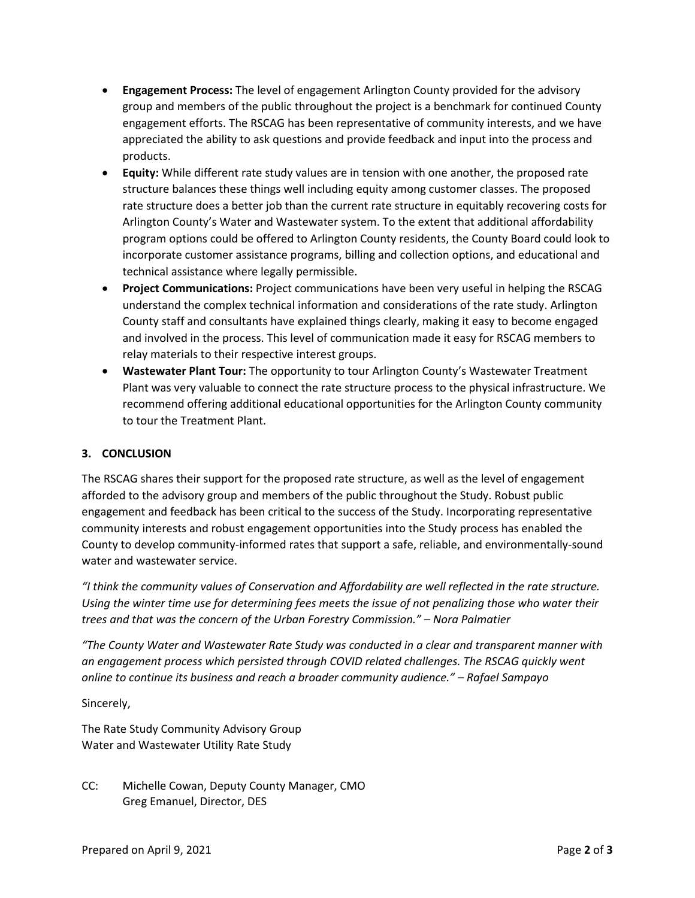- **Engagement Process:** The level of engagement Arlington County provided for the advisory group and members of the public throughout the project is a benchmark for continued County engagement efforts. The RSCAG has been representative of community interests, and we have appreciated the ability to ask questions and provide feedback and input into the process and products.
- **Equity:** While different rate study values are in tension with one another, the proposed rate structure balances these things well including equity among customer classes. The proposed rate structure does a better job than the current rate structure in equitably recovering costs for Arlington County's Water and Wastewater system. To the extent that additional affordability program options could be offered to Arlington County residents, the County Board could look to incorporate customer assistance programs, billing and collection options, and educational and technical assistance where legally permissible.
- **Project Communications:** Project communications have been very useful in helping the RSCAG understand the complex technical information and considerations of the rate study. Arlington County staff and consultants have explained things clearly, making it easy to become engaged and involved in the process. This level of communication made it easy for RSCAG members to relay materials to their respective interest groups.
- **Wastewater Plant Tour:** The opportunity to tour Arlington County's Wastewater Treatment Plant was very valuable to connect the rate structure process to the physical infrastructure. We recommend offering additional educational opportunities for the Arlington County community to tour the Treatment Plant.

## 3. CONCLUSION

The RSCAG shares their support for the proposed rate structure, as well as the level of engagement afforded to the advisory group and members of the public throughout the Study. Robust public engagement and feedback has been critical to the success of the Study. Incorporating representative community interests and robust engagement opportunities into the Study process has enabled the County to develop community-informed rates that support a safe, reliable, and environmentally-sound water and wastewater service.

*"I think the community values of Conservation and Affordability are well reflected in the rate structure. Using the winter time use for determining fees meets the issue of not penalizing those who water their trees and that was the concern of the Urban Forestry Commission." – Nora Palmatier*

*"The County Water and Wastewater Rate Study was conducted in a clear and transparent manner with an engagement process which persisted through COVID related challenges. The RSCAG quickly went online to continue its business and reach a broader community audience." – Rafael Sampayo*

Sincerely,

The Rate Study Community Advisory Group
Water and Wastewater Utility Rate Study

CC: Michelle Cowan, Deputy County Manager, CMO
Greg Emanuel, Director, DES

Prepared on April 9, 2021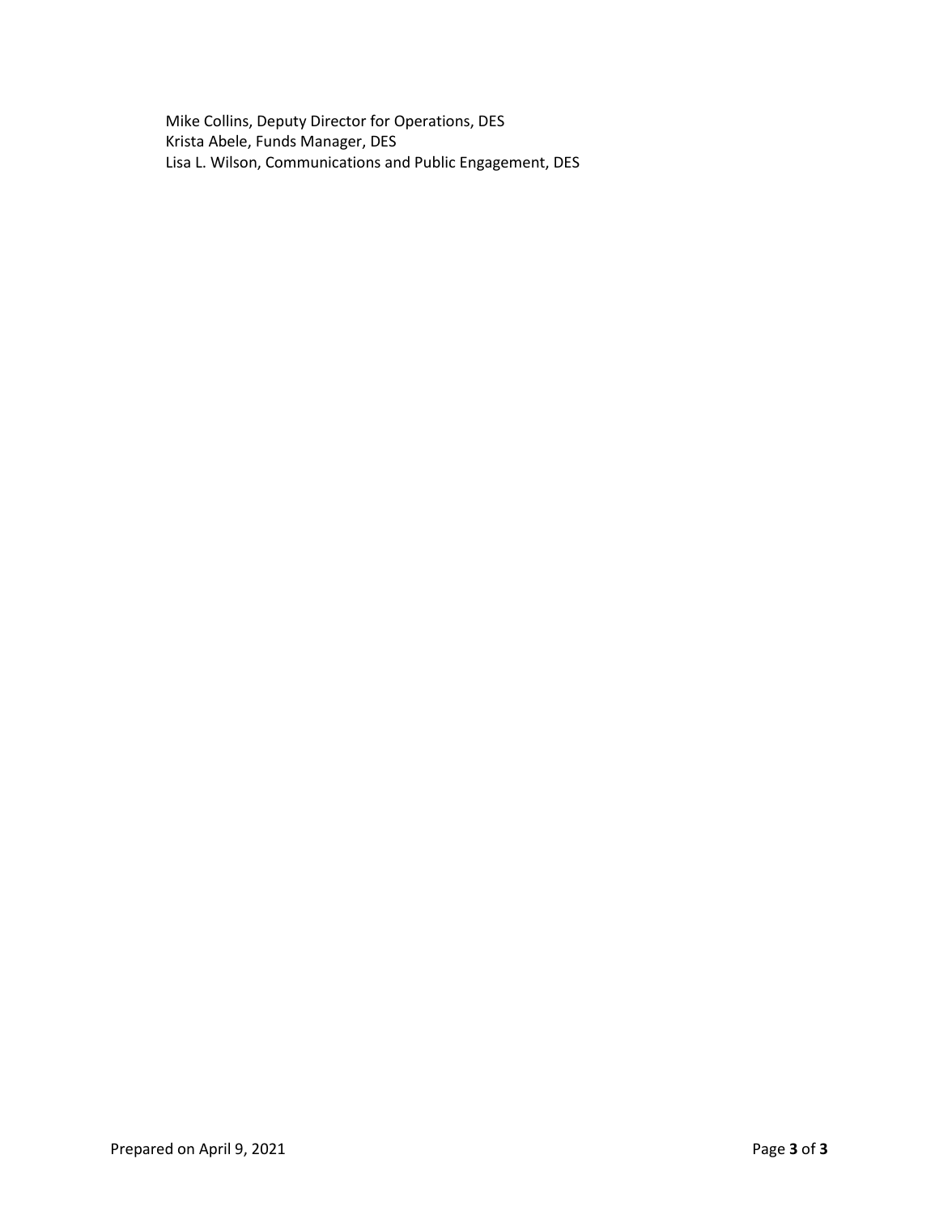Mike Collins, Deputy Director for Operations, DES
Krista Abele, Funds Manager, DES
Lisa L. Wilson, Communications and Public Engagement, DES

Prepared on April 9, 2021